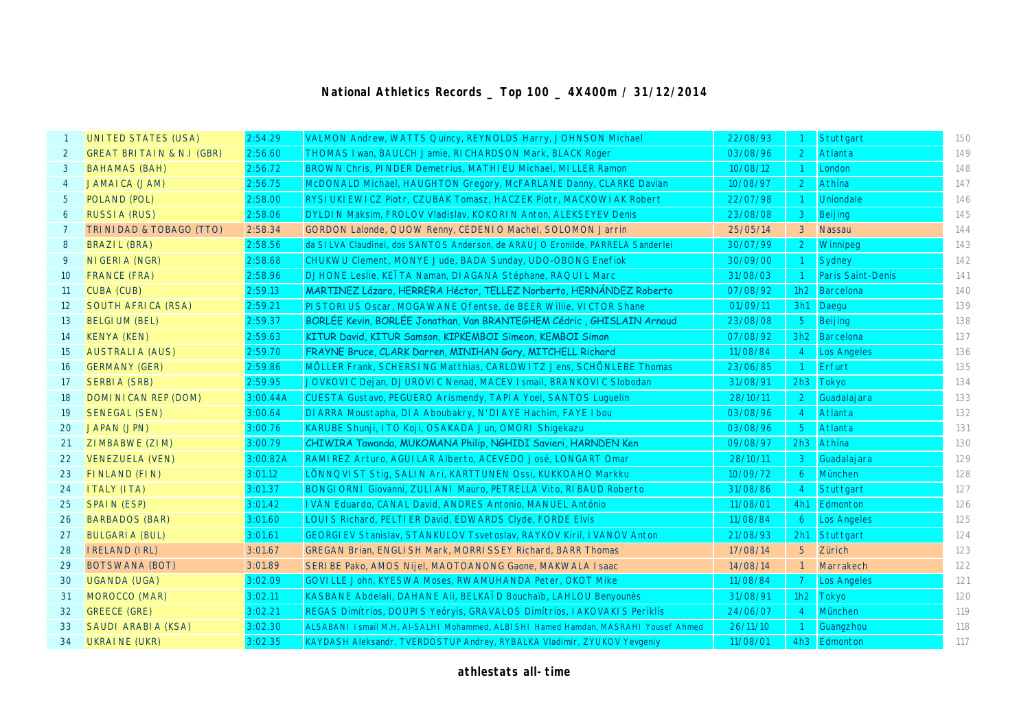# National Athletics Records _ Top 100 _ 4X400m / 31/12/2014

| | | | | | | | |
|---|---|---|---|---|---|---|---|
| 1 | UNITED STATES (USA) | 2:54.29 | VALMON Andrew, WATTS Quincy, REYNOLDS Harry, JOHNSON Michael | 22/08/93 | 1 | Stuttgart | 150 |
| 2 | GREAT BRITAIN & N.I (GBR) | 2:56.60 | THOMAS Iwan, BAULCH Jamie, RICHARDSON Mark, BLACK Roger | 03/08/96 | 2 | Atlanta | 149 |
| 3 | BAHAMAS (BAH) | 2:56.72 | BROWN Chris, PINDER Demetrius, MATHIEU Michael, MILLER Ramon | 10/08/12 | 1 | London | 148 |
| 4 | JAMAICA (JAM) | 2:56.75 | McDONALD Michael, HAUGHTON Gregory, McFARLANE Danny, CLARKE Davian | 10/08/97 | 2 | Athína | 147 |
| 5 | POLAND (POL) | 2:58.00 | RYSIUKIEWICZ Piotr, CZUBAK Tomasz, HACZEK Piotr, MACKOWIAK Robert | 22/07/98 | 1 | Uniondale | 146 |
| 6 | RUSSIA (RUS) | 2:58.06 | DYLDIN Maksim, FROLOV Vladislav, KOKORIN Anton, ALEKSEYEV Denis | 23/08/08 | 3 | Beijing | 145 |
| 7 | TRINIDAD & TOBAGO (TTO) | 2:58.34 | GORDON Lalonde, QUOW Renny, CEDENIO Machel, SOLOMON Jarrin | 25/05/14 | 3 | Nassau | 144 |
| 8 | BRAZIL (BRA) | 2:58.56 | da SILVA Claudinei, dos SANTOS Anderson, de ARAUJO Eronilde, PARRELA Sanderlei | 30/07/99 | 2 | Winnipeg | 143 |
| 9 | NIGERIA (NGR) | 2:58.68 | CHUKWU Clement, MONYE Jude, BADA Sunday, UDO-OBONG Enefiok | 30/09/00 | 1 | Sydney | 142 |
| 10 | FRANCE (FRA) | 2:58.96 | DJHONE Leslie, KEÏTA Naman, DIAGANA Stéphane, RAQUIL Marc | 31/08/03 | 1 | Paris Saint-Denis | 141 |
| 11 | CUBA (CUB) | 2:59.13 | MARTINEZ Lázaro, HERRERA Héctor, TELLEZ Norberto, HERNÁNDEZ Roberto | 07/08/92 | 1h2 | Barcelona | 140 |
| 12 | SOUTH AFRICA (RSA) | 2:59.21 | PISTORIUS Oscar, MOGAWANE Ofentse, de BEER Willie, VICTOR Shane | 01/09/11 | 3h1 | Daegu | 139 |
| 13 | BELGIUM (BEL) | 2:59.37 | BORLÉE Kevin, BORLÉE Jonathan, Van BRANTEGHEM Cédric , GHISLAIN Arnaud | 23/08/08 | 5 | Beijing | 138 |
| 14 | KENYA (KEN) | 2:59.63 | KITUR David, KITUR Samson, KIPKEMBOI Simeon, KEMBOI Simon | 07/08/92 | 3h2 | Barcelona | 137 |
| 15 | AUSTRALIA (AUS) | 2:59.70 | FRAYNE Bruce, CLARK Darren, MINIHAN Gary, MITCHELL Richard | 11/08/84 | 4 | Los Angeles | 136 |
| 16 | GERMANY (GER) | 2:59.86 | MÖLLER Frank, SCHERSING Matthias, CARLOWITZ Jens, SCHÖNLEBE Thomas | 23/06/85 | 1 | Erfurt | 135 |
| 17 | SERBIA (SRB) | 2:59.95 | JOVKOVIC Dejan, DJUROVIC Nenad, MACEV Ismail, BRANKOVIC Slobodan | 31/08/91 | 2h3 | Tokyo | 134 |
| 18 | DOMINICAN REP (DOM) | 3:00.44A | CUESTA Gustavo, PEGUERO Arismendy, TAPIA Yoel, SANTOS Luguelin | 28/10/11 | 2 | Guadalajara | 133 |
| 19 | SENEGAL (SEN) | 3:00.64 | DIARRA Moustapha, DIA Aboubakry, N'DIAYE Hachim, FAYE Ibou | 03/08/96 | 4 | Atlanta | 132 |
| 20 | JAPAN (JPN) | 3:00.76 | KARUBE Shunji, ITO Koji, OSAKADA Jun, OMORI Shigekazu | 03/08/96 | 5 | Atlanta | 131 |
| 21 | ZIMBABWE (ZIM) | 3:00.79 | CHIWIRA Tawanda, MUKOMANA Philip, NGHIDI Savieri, HARNDEN Ken | 09/08/97 | 2h3 | Athína | 130 |
| 22 | VENEZUELA (VEN) | 3:00.82A | RAMIREZ Arturo, AGUILAR Alberto, ACEVEDO José, LONGART Omar | 28/10/11 | 3 | Guadalajara | 129 |
| 23 | FINLAND (FIN) | 3:01.12 | LÖNNQVIST Stig, SALIN Ari, KARTTUNEN Ossi, KUKKOAHO Markku | 10/09/72 | 6 | München | 128 |
| 24 | ITALY (ITA) | 3:01.37 | BONGIORNI Giovanni, ZULIANI Mauro, PETRELLA Vito, RIBAUD Roberto | 31/08/86 | 4 | Stuttgart | 127 |
| 25 | SPAIN (ESP) | 3:01.42 | IVÁN Eduardo, CANAL David, ANDRES Antonio, MANUEL António | 11/08/01 | 4h1 | Edmonton | 126 |
| 26 | BARBADOS (BAR) | 3:01.60 | LOUIS Richard, PELTIER David, EDWARDS Clyde, FORDE Elvis | 11/08/84 | 6 | Los Angeles | 125 |
| 27 | BULGARIA (BUL) | 3:01.61 | GEORGIEV Stanislav, STANKULOV Tsvetoslav, RAYKOV Kiril, IVANOV Anton | 21/08/93 | 2h1 | Stuttgart | 124 |
| 28 | IRELAND (IRL) | 3:01.67 | GREGAN Brian, ENGLISH Mark, MORRISSEY Richard, BARR Thomas | 17/08/14 | 5 | Zürich | 123 |
| 29 | BOTSWANA (BOT) | 3:01.89 | SERIBE Pako, AMOS Nijel, MAOTOANONG Gaone, MAKWALA Isaac | 14/08/14 | 1 | Marrakech | 122 |
| 30 | UGANDA (UGA) | 3:02.09 | GOVILLE John, KYESWA Moses, RWAMUHANDA Peter, OKOT Mike | 11/08/84 | 7 | Los Angeles | 121 |
| 31 | MOROCCO (MAR) | 3:02.11 | KASBANE Abdelali, DAHANE Ali, BELKAÏD Bouchaïb, LAHLOU Benyounès | 31/08/91 | 1h2 | Tokyo | 120 |
| 32 | GREECE (GRE) | 3:02.21 | REGAS Dimítrios, DOUPIS Yeóryis, GRAVALOS Dimítrios, IAKOVAKIS Periklís | 24/06/07 | 4 | München | 119 |
| 33 | SAUDI ARABIA (KSA) | 3:02.30 | ALSABANI Ismail M.H, Al-SALHI Mohammed, ALBISHI Hamed Hamdan, MASRAHI Yousef Ahmed | 26/11/10 | 1 | Guangzhou | 118 |
| 34 | UKRAINE (UKR) | 3:02.35 | KAYDASH Aleksandr, TVERDOSTUP Andrey, RYBALKA Vladimir, ZYUKOV Yevgeniy | 11/08/01 | 4h3 | Edmonton | 117 |

**athlestats all-time**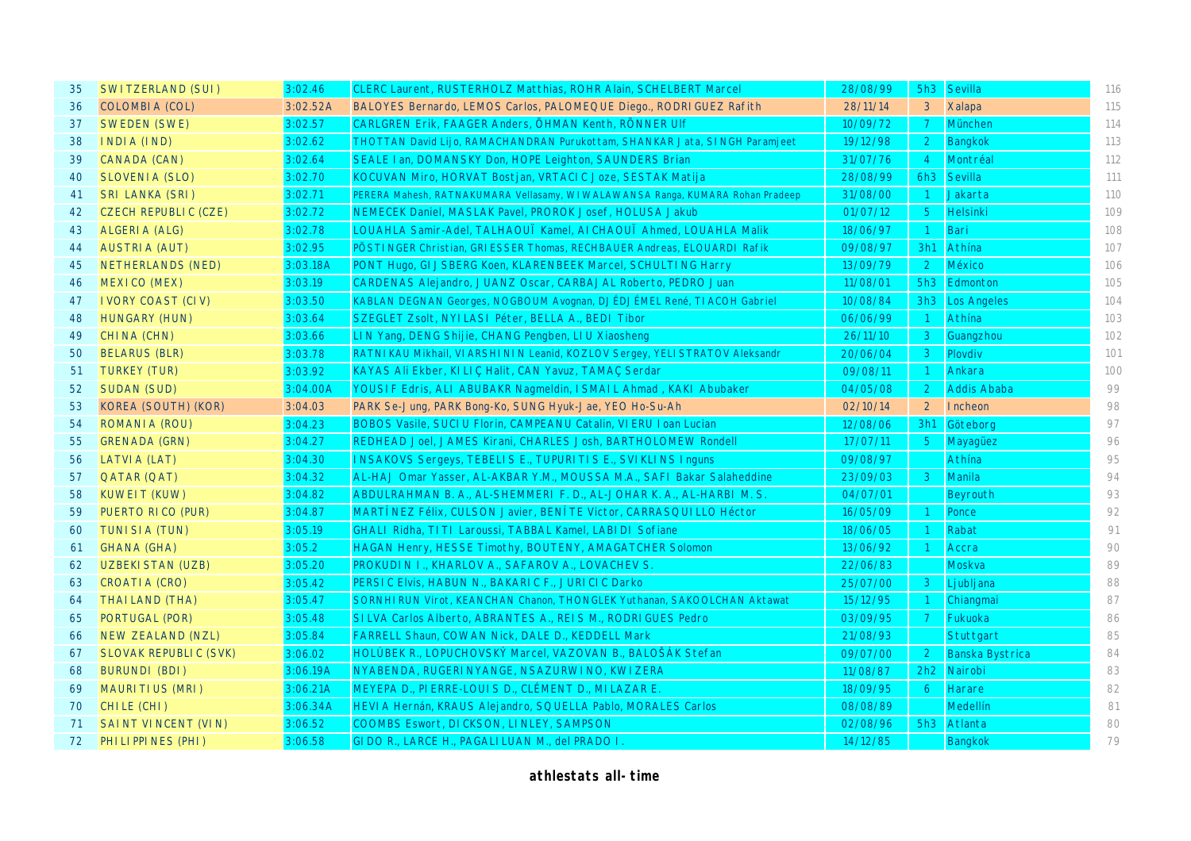| | | | | | | | |
|---|---|---|---|---|---|---|---|
| 35 | SWITZERLAND (SUI) | 3:02.46 | CLERC Laurent, RUSTERHOLZ Matthias, ROHR Alain, SCHELBERT Marcel | 28/08/99 | 5h3 | Sevilla | 116 |
| 36 | COLOMBIA (COL) | 3:02.52A | BALOYES Bernardo, LEMOS Carlos, PALOMEQUE Diego., RODRIGUEZ Rafith | 28/11/14 | 3 | Xalapa | 115 |
| 37 | SWEDEN (SWE) | 3:02.57 | CARLGREN Erik, FAAGER Anders, ÖHMAN Kenth, RÖNNER Ulf | 10/09/72 | 7 | München | 114 |
| 38 | INDIA (IND) | 3:02.62 | THOTTAN David Lijo, RAMACHANDRAN Purukottam, SHANKAR Jata, SINGH Paramjeet | 19/12/98 | 2 | Bangkok | 113 |
| 39 | CANADA (CAN) | 3:02.64 | SEALE Ian, DOMANSKY Don, HOPE Leighton, SAUNDERS Brian | 31/07/76 | 4 | Montréal | 112 |
| 40 | SLOVENIA (SLO) | 3:02.70 | KOCUVAN Miro, HORVAT Bostjan, VRTACIC Joze, SESTAK Matija | 28/08/99 | 6h3 | Sevilla | 111 |
| 41 | SRI LANKA (SRI) | 3:02.71 | PERERA Mahesh, RATNAKUMARA Vellasamy, WIWALAWANSA Ranga, KUMARA Rohan Pradeep | 31/08/00 | 1 | Jakarta | 110 |
| 42 | CZECH REPUBLIC (CZE) | 3:02.72 | NEMECEK Daniel, MASLAK Pavel, PROROK Josef, HOLUSA Jakub | 01/07/12 | 5 | Helsinki | 109 |
| 43 | ALGERIA (ALG) | 3:02.78 | LOUAHLA Samir-Adel, TALHAOUÏ Kamel, AICHAOUÏ Ahmed, LOUAHLA Malik | 18/06/97 | 1 | Bari | 108 |
| 44 | AUSTRIA (AUT) | 3:02.95 | PÖSTINGER Christian, GRIESSER Thomas, RECHBAUER Andreas, ELOUARDI Rafik | 09/08/97 | 3h1 | Athína | 107 |
| 45 | NETHERLANDS (NED) | 3:03.18A | PONT Hugo, GIJSBERG Koen, KLARENBEEK Marcel, SCHULTING Harry | 13/09/79 | 2 | México | 106 |
| 46 | MEXICO (MEX) | 3:03.19 | CARDENAS Alejandro, JUANZ Oscar, CARBAJAL Roberto, PEDRO Juan | 11/08/01 | 5h3 | Edmonton | 105 |
| 47 | IVORY COAST (CIV) | 3:03.50 | KABLAN DEGNAN Georges, NOGBOUM Avognan, DJÉDJÉMEL René, TIACOH Gabriel | 10/08/84 | 3h3 | Los Angeles | 104 |
| 48 | HUNGARY (HUN) | 3:03.64 | SZEGLET Zsolt, NYILASI Péter, BELLA A., BEDI Tibor | 06/06/99 | 1 | Athína | 103 |
| 49 | CHINA (CHN) | 3:03.66 | LIN Yang, DENG Shijie, CHANG Pengben, LIU Xiaosheng | 26/11/10 | 3 | Guangzhou | 102 |
| 50 | BELARUS (BLR) | 3:03.78 | RATNIKAU Mikhail, VIARSHININ Leanid, KOZLOV Sergey, YELISTRATOV Aleksandr | 20/06/04 | 3 | Plovdiv | 101 |
| 51 | TURKEY (TUR) | 3:03.92 | KAYAS Ali Ekber, KILIÇ Halit, CAN Yavuz, TAMAÇ Serdar | 09/08/11 | 1 | Ankara | 100 |
| 52 | SUDAN (SUD) | 3:04.00A | YOUSIF Edris, ALI ABUBAKR Nagmeldin, ISMAIL Ahmad , KAKI Abubaker | 04/05/08 | 2 | Addis Ababa | 99 |
| 53 | KOREA (SOUTH) (KOR) | 3:04.03 | PARK Se-Jung, PARK Bong-Ko, SUNG Hyuk-Jae, YEO Ho-Su-Ah | 02/10/14 | 2 | Incheon | 98 |
| 54 | ROMANIA (ROU) | 3:04.23 | BOBOS Vasile, SUCIU Florin, CAMPEANU Catalin, VIERU Ioan Lucian | 12/08/06 | 3h1 | Göteborg | 97 |
| 55 | GRENADA (GRN) | 3:04.27 | REDHEAD Joel, JAMES Kirani, CHARLES Josh, BARTHOLOMEW Rondell | 17/07/11 | 5 | Mayagüez | 96 |
| 56 | LATVIA (LAT) | 3:04.30 | INSAKOVS Sergeys, TEBELIS E., TUPURITIS E., SVIKLINS Inguns | 09/08/97 | | Athína | 95 |
| 57 | QATAR (QAT) | 3:04.32 | AL-HAJ Omar Yasser, AL-AKBAR Y.M., MOUSSA M.A., SAFI Bakar Salaheddine | 23/09/03 | 3 | Manila | 94 |
| 58 | KUWEIT (KUW) | 3:04.82 | ABDULRAHMAN B. A., AL-SHEMMERI F. D., AL-JOHAR K. A., AL-HARBI M. S. | 04/07/01 | | Beyrouth | 93 |
| 59 | PUERTO RICO (PUR) | 3:04.87 | MARTÍNEZ Félix, CULSON Javier, BENÍTE Victor, CARRASQUILLO Héctor | 16/05/09 | 1 | Ponce | 92 |
| 60 | TUNISIA (TUN) | 3:05.19 | GHALI Ridha, TITI Laroussi, TABBAL Kamel, LABIDI Sofiane | 18/06/05 | 1 | Rabat | 91 |
| 61 | GHANA (GHA) | 3:05.2 | HAGAN Henry, HESSE Timothy, BOUTENY, AMAGATCHER Solomon | 13/06/92 | 1 | Accra | 90 |
| 62 | UZBEKISTAN (UZB) | 3:05.20 | PROKUDIN I., KHARLOV A., SAFAROV A., LOVACHEV S. | 22/06/83 | | Moskva | 89 |
| 63 | CROATIA (CRO) | 3:05.42 | PERSIC Elvis, HABUN N., BAKARIC F., JURICIC Darko | 25/07/00 | 3 | Ljubljana | 88 |
| 64 | THAILAND (THA) | 3:05.47 | SORNHIRUN Virot, KEANCHAN Chanon, THONGLEK Yuthanan, SAKOOLCHAN Aktawat | 15/12/95 | 1 | Chiangmai | 87 |
| 65 | PORTUGAL (POR) | 3:05.48 | SILVA Carlos Alberto, ABRANTES A., REIS M., RODRIGUES Pedro | 03/09/95 | 7 | Fukuoka | 86 |
| 66 | NEW ZEALAND (NZL) | 3:05.84 | FARRELL Shaun, COWAN Nick, DALE D., KEDDELL Mark | 21/08/93 | | Stuttgart | 85 |
| 67 | SLOVAK REPUBLIC (SVK) | 3:06.02 | HOLÚBEK R., LOPUCHOVSKÝ Marcel, VAZOVAN B., BALOŠÁK Stefan | 09/07/00 | 2 | Banska Bystrica | 84 |
| 68 | BURUNDI (BDI) | 3:06.19A | NYABENDA, RUGERINYANGE, NSAZURWINO, KWIZERA | 11/08/87 | 2h2 | Nairobi | 83 |
| 69 | MAURITIUS (MRI) | 3:06.21A | MEYEPA D., PIERRE-LOUIS D., CLÉMENT D., MILAZAR E. | 18/09/95 | 6 | Harare | 82 |
| 70 | CHILE (CHI) | 3:06.34A | HEVIA Hernán, KRAUS Alejandro, SQUELLA Pablo, MORALES Carlos | 08/08/89 | | Medellín | 81 |
| 71 | SAINT VINCENT (VIN) | 3:06.52 | COOMBS Eswort, DICKSON, LINLEY, SAMPSON | 02/08/96 | 5h3 | Atlanta | 80 |
| 72 | PHILIPPINES (PHI) | 3:06.58 | GIDO R., LARCE H., PAGALILUAN M., del PRADO I. | 14/12/85 | | Bangkok | 79 |

**athlestats all-time**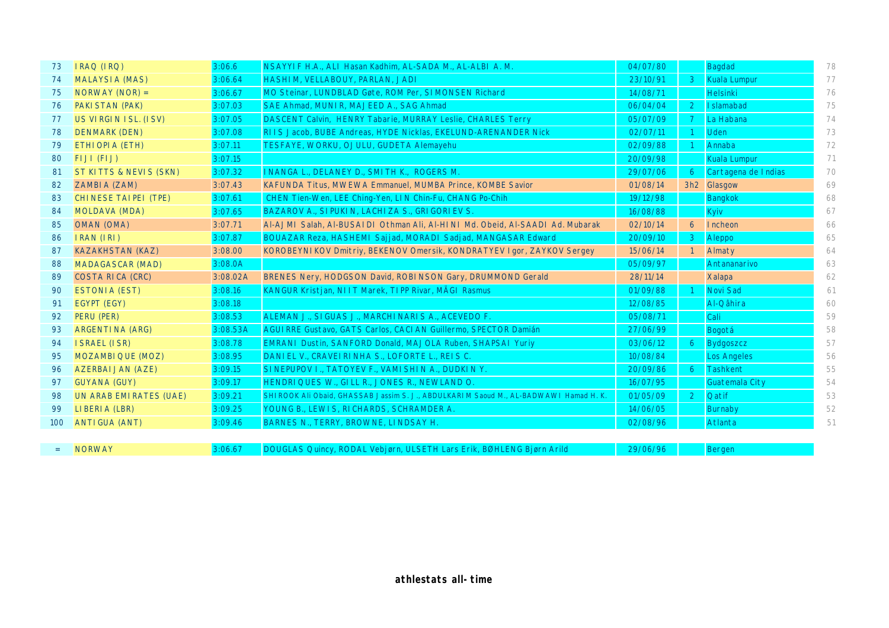| | | | | | | | |
|---|---|---|---|---|---|---|---|
| 73 | IRAQ (IRQ) | 3:06.6 | NSAYYIF H.A., ALI Hasan Kadhim, AL-SADA M., AL-ALBI A. M. | 04/07/80 | | Bagdad | 78 |
| 74 | MALAYSIA (MAS) | 3:06.64 | HASHIM, VELLABOUY, PARLAN, JADI | 23/10/91 | 3 | Kuala Lumpur | 77 |
| 75 | NORWAY (NOR) = | 3:06.67 | MO Steinar, LUNDBLAD Gøte, ROM Per, SIMONSEN Richard | 14/08/71 | | Helsinki | 76 |
| 76 | PAKISTAN (PAK) | 3:07.03 | SAE Ahmad, MUNIR, MAJEED A., SAG Ahmad | 06/04/04 | 2 | Islamabad | 75 |
| 77 | US VIRGIN ISL. (ISV) | 3:07.05 | DASCENT Calvin, HENRY Tabarie, MURRAY Leslie, CHARLES Terry | 05/07/09 | 7 | La Habana | 74 |
| 78 | DENMARK (DEN) | 3:07.08 | RIIS Jacob, BUBE Andreas, HYDE Nicklas, EKELUND-ARENANDER Nick | 02/07/11 | 1 | Uden | 73 |
| 79 | ETHIOPIA (ETH) | 3:07.11 | TESFAYE, WORKU, OJULU, GUDETA Alemayehu | 02/09/88 | 1 | Annaba | 72 |
| 80 | FIJI (FIJ) | 3:07.15 | | 20/09/98 | | Kuala Lumpur | 71 |
| 81 | ST KITTS & NEVIS (SKN) | 3:07.32 | INANGA L., DELANEY D., SMITH K., ROGERS M. | 29/07/06 | 6 | Cartagena de Indias | 70 |
| 82 | ZAMBIA (ZAM) | 3:07.43 | KAFUNDA Titus, MWEWA Emmanuel, MUMBA Prince, KOMBE Savior | 01/08/14 | 3h2 | Glasgow | 69 |
| 83 | CHINESE TAIPEI (TPE) | 3:07.61 | CHEN Tien-Wen, LEE Ching-Yen, LIN Chin-Fu, CHANG Po-Chih | 19/12/98 | | Bangkok | 68 |
| 84 | MOLDAVA (MDA) | 3:07.65 | BAZAROV A., SIPUKIN, LACHIZA S., GRIGORIEV S. | 16/08/88 | | Kyiv | 67 |
| 85 | OMAN (OMA) | 3:07.71 | Al-AJMI Salah, Al-BUSAIDI Othman Ali, Al-HINI Md. Obeid, AL-SAADI Ad. Mubarak | 02/10/14 | 6 | Incheon | 66 |
| 86 | IRAN (IRI) | 3:07.87 | BOUAZAR Reza, HASHEMI Sajjad, MORADI Sadjad, MANGASAR Edward | 20/09/10 | 3 | Aleppo | 65 |
| 87 | KAZAKHSTAN (KAZ) | 3:08.00 | KOROBEYNIKOV Dmitriy, BEKENOV Omersik, KONDRATYEV Igor, ZAYKOV Sergey | 15/06/14 | 1 | Almaty | 64 |
| 88 | MADAGASCAR (MAD) | 3:08.0A | | 05/09/97 | | Antananarivo | 63 |
| 89 | COSTA RICA (CRC) | 3:08.02A | BRENES Nery, HODGSON David, ROBINSON Gary, DRUMMOND Gerald | 28/11/14 | | Xalapa | 62 |
| 90 | ESTONIA (EST) | 3:08.16 | KANGUR Kristjan, NIIT Marek, TIPP Rivar, MÄGI Rasmus | 01/09/88 | 1 | Novi Sad | 61 |
| 91 | EGYPT (EGY) | 3:08.18 | | 12/08/85 | | Al-Qâhira | 60 |
| 92 | PERU (PER) | 3:08.53 | ALEMAN J., SIGUAS J., MARCHINARIS A., ACEVEDO F. | 05/08/71 | | Cali | 59 |
| 93 | ARGENTINA (ARG) | 3:08.53A | AGUIRRE Gustavo, GATS Carlos, CACIAN Guillermo, SPECTOR Damián | 27/06/99 | | Bogotá | 58 |
| 94 | ISRAEL (ISR) | 3:08.78 | EMRANI Dustin, SANFORD Donald, MAJOLA Ruben, SHAPSAI Yuriy | 03/06/12 | 6 | Bydgoszcz | 57 |
| 95 | MOZAMBIQUE (MOZ) | 3:08.95 | DANIEL V., CRAVEIRINHA S., LOFORTE L., REIS C. | 10/08/84 | | Los Angeles | 56 |
| 96 | AZERBAIJAN (AZE) | 3:09.15 | SINEPUPOV I., TATOYEV F., VAMISHIN A., DUDKIN Y. | 20/09/86 | 6 | Tashkent | 55 |
| 97 | GUYANA (GUY) | 3:09.17 | HENDRIQUES W., GILL R., JONES R., NEWLAND O. | 16/07/95 | | Guatemala City | 54 |
| 98 | UN ARAB EMIRATES (UAE) | 3:09.21 | SHIROOK Ali Obaid, GHASSAB Jassim S. J., ABDULKARIM Saoud M., AL-BADWAWI Hamad H. K. | 01/05/09 | 2 | Qatif | 53 |
| 99 | LIBERIA (LBR) | 3:09.25 | YOUNG B., LEWIS, RICHARDS, SCHRAMDER A. | 14/06/05 | | Burnaby | 52 |
| 100 | ANTIGUA (ANT) | 3:09.46 | BARNES N., TERRY, BROWNE, LINDSAY H. | 02/08/96 | | Atlanta | 51 |
| = | NORWAY | 3:06.67 | DOUGLAS Quincy, RODAL Vebjørn, ULSETH Lars Erik, BØHLENG Bjørn Arild | 29/06/96 | | Bergen | |

**athlestats all-time**